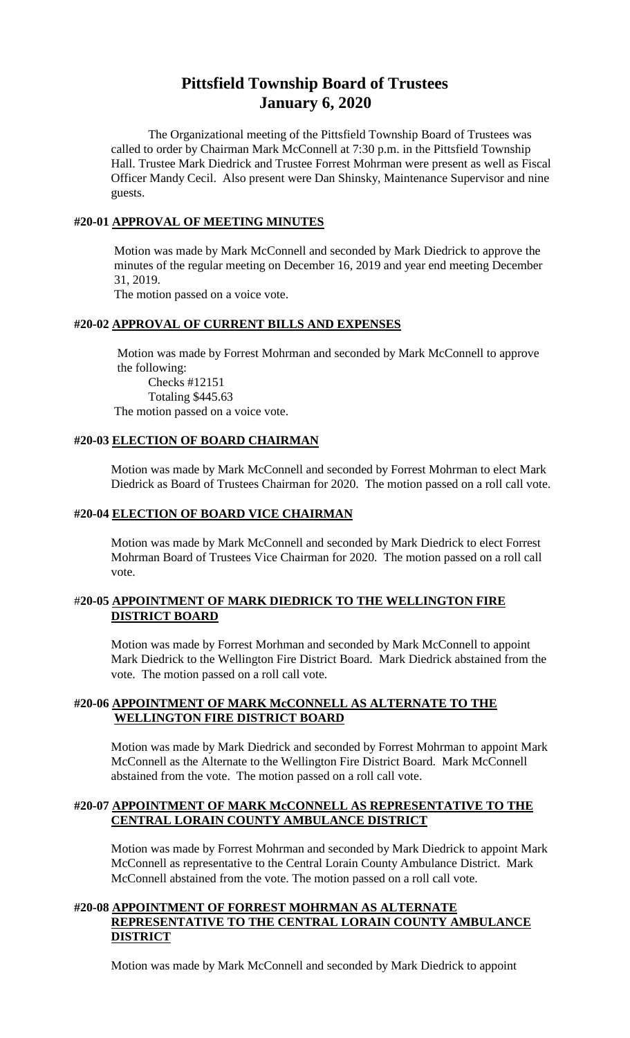# Pittsfield Township Board of Trustees
# January 6, 2020

The Organizational meeting of the Pittsfield Township Board of Trustees was called to order by Chairman Mark McConnell at 7:30 p.m. in the Pittsfield Township Hall. Trustee Mark Diedrick and Trustee Forrest Mohrman were present as well as Fiscal Officer Mandy Cecil. Also present were Dan Shinsky, Maintenance Supervisor and nine guests.

### #20-01 <u>APPROVAL OF MEETING MINUTES</u>

Motion was made by Mark McConnell and seconded by Mark Diedrick to approve the minutes of the regular meeting on December 16, 2019 and year end meeting December 31, 2019.
The motion passed on a voice vote.

### #20-02 <u>APPROVAL OF CURRENT BILLS AND EXPENSES</u>

Motion was made by Forrest Mohrman and seconded by Mark McConnell to approve the following:

Checks #12151
Totaling $445.63

The motion passed on a voice vote.

### #20-03 <u>ELECTION OF BOARD CHAIRMAN</u>

Motion was made by Mark McConnell and seconded by Forrest Mohrman to elect Mark Diedrick as Board of Trustees Chairman for 2020. The motion passed on a roll call vote.

### #20-04 <u>ELECTION OF BOARD VICE CHAIRMAN</u>

Motion was made by Mark McConnell and seconded by Mark Diedrick to elect Forrest Mohrman Board of Trustees Vice Chairman for 2020. The motion passed on a roll call vote.

### #20-05 <u>APPOINTMENT OF MARK DIEDRICK TO THE WELLINGTON FIRE DISTRICT BOARD</u>

Motion was made by Forrest Morhman and seconded by Mark McConnell to appoint Mark Diedrick to the Wellington Fire District Board. Mark Diedrick abstained from the vote. The motion passed on a roll call vote.

### #20-06 <u>APPOINTMENT OF MARK McCONNELL AS ALTERNATE TO THE WELLINGTON FIRE DISTRICT BOARD</u>

Motion was made by Mark Diedrick and seconded by Forrest Mohrman to appoint Mark McConnell as the Alternate to the Wellington Fire District Board. Mark McConnell abstained from the vote. The motion passed on a roll call vote.

### #20-07 <u>APPOINTMENT OF MARK McCONNELL AS REPRESENTATIVE TO THE CENTRAL LORAIN COUNTY AMBULANCE DISTRICT</u>

Motion was made by Forrest Mohrman and seconded by Mark Diedrick to appoint Mark McConnell as representative to the Central Lorain County Ambulance District. Mark McConnell abstained from the vote. The motion passed on a roll call vote.

### #20-08 <u>APPOINTMENT OF FORREST MOHRMAN AS ALTERNATE REPRESENTATIVE TO THE CENTRAL LORAIN COUNTY AMBULANCE DISTRICT</u>

Motion was made by Mark McConnell and seconded by Mark Diedrick to appoint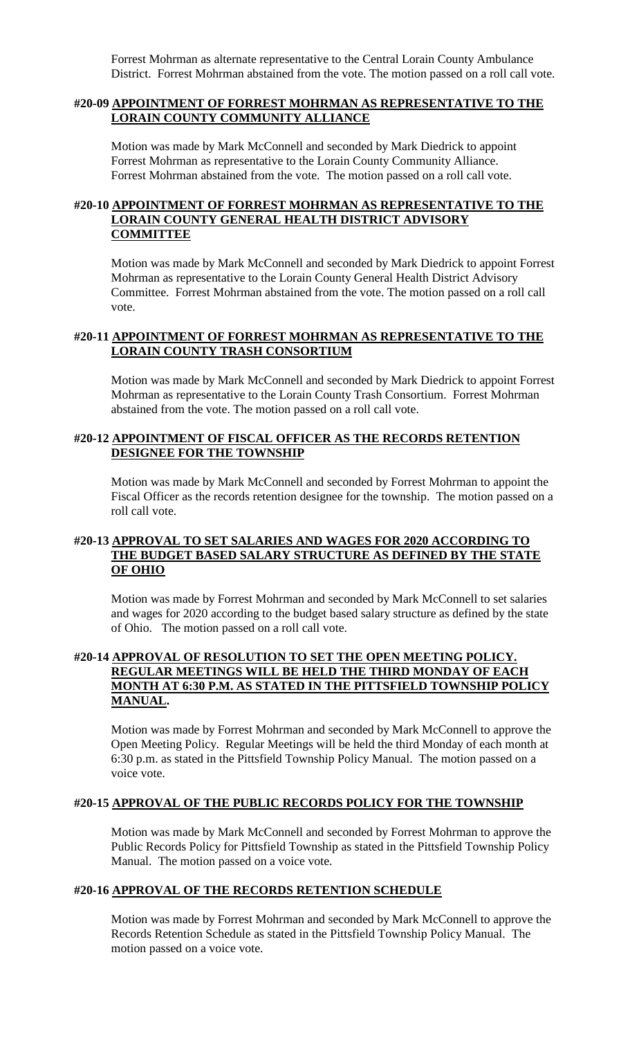Forrest Mohrman as alternate representative to the Central Lorain County Ambulance District. Forrest Mohrman abstained from the vote. The motion passed on a roll call vote.

### #20-09 **APPOINTMENT OF FORREST MOHRMAN AS REPRESENTATIVE TO THE LORAIN COUNTY COMMUNITY ALLIANCE**

Motion was made by Mark McConnell and seconded by Mark Diedrick to appoint Forrest Mohrman as representative to the Lorain County Community Alliance. Forrest Mohrman abstained from the vote. The motion passed on a roll call vote.

### #20-10 **APPOINTMENT OF FORREST MOHRMAN AS REPRESENTATIVE TO THE LORAIN COUNTY GENERAL HEALTH DISTRICT ADVISORY COMMITTEE**

Motion was made by Mark McConnell and seconded by Mark Diedrick to appoint Forrest Mohrman as representative to the Lorain County General Health District Advisory Committee. Forrest Mohrman abstained from the vote. The motion passed on a roll call vote.

### #20-11 **APPOINTMENT OF FORREST MOHRMAN AS REPRESENTATIVE TO THE LORAIN COUNTY TRASH CONSORTIUM**

Motion was made by Mark McConnell and seconded by Mark Diedrick to appoint Forrest Mohrman as representative to the Lorain County Trash Consortium. Forrest Mohrman abstained from the vote. The motion passed on a roll call vote.

### #20-12 **APPOINTMENT OF FISCAL OFFICER AS THE RECORDS RETENTION DESIGNEE FOR THE TOWNSHIP**

Motion was made by Mark McConnell and seconded by Forrest Mohrman to appoint the Fiscal Officer as the records retention designee for the township. The motion passed on a roll call vote.

### #20-13 **APPROVAL TO SET SALARIES AND WAGES FOR 2020 ACCORDING TO THE BUDGET BASED SALARY STRUCTURE AS DEFINED BY THE STATE OF OHIO**

Motion was made by Forrest Mohrman and seconded by Mark McConnell to set salaries and wages for 2020 according to the budget based salary structure as defined by the state of Ohio. The motion passed on a roll call vote.

### #20-14 **APPROVAL OF RESOLUTION TO SET THE OPEN MEETING POLICY. REGULAR MEETINGS WILL BE HELD THE THIRD MONDAY OF EACH MONTH AT 6:30 P.M. AS STATED IN THE PITTSFIELD TOWNSHIP POLICY MANUAL.**

Motion was made by Forrest Mohrman and seconded by Mark McConnell to approve the Open Meeting Policy. Regular Meetings will be held the third Monday of each month at 6:30 p.m. as stated in the Pittsfield Township Policy Manual. The motion passed on a voice vote.

### #20-15 **APPROVAL OF THE PUBLIC RECORDS POLICY FOR THE TOWNSHIP**

Motion was made by Mark McConnell and seconded by Forrest Mohrman to approve the Public Records Policy for Pittsfield Township as stated in the Pittsfield Township Policy Manual. The motion passed on a voice vote.

### #20-16 **APPROVAL OF THE RECORDS RETENTION SCHEDULE**

Motion was made by Forrest Mohrman and seconded by Mark McConnell to approve the Records Retention Schedule as stated in the Pittsfield Township Policy Manual. The motion passed on a voice vote.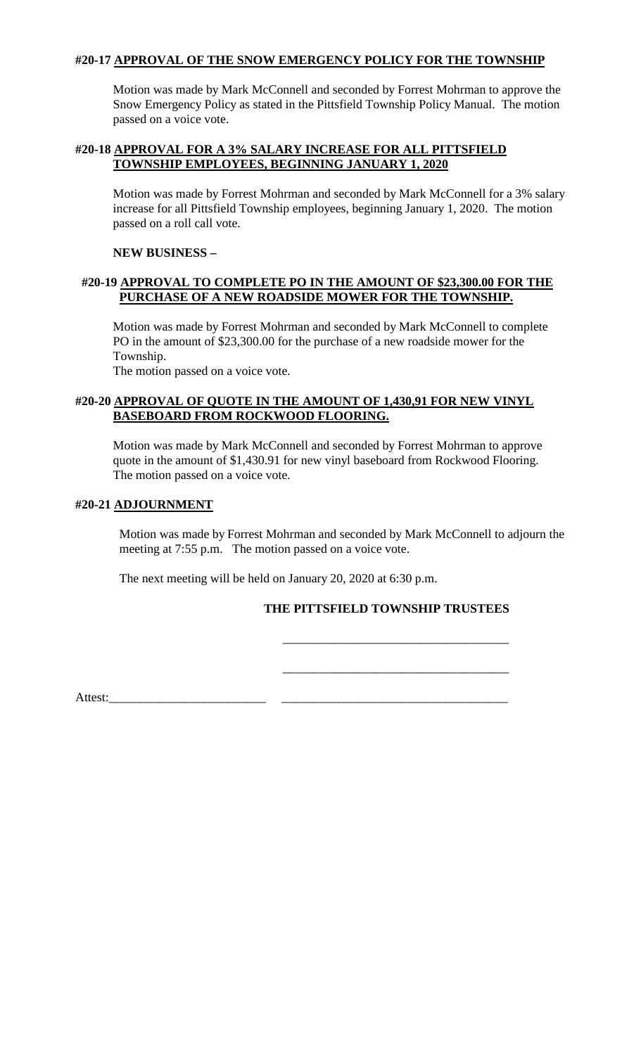**#20-17 APPROVAL OF THE SNOW EMERGENCY POLICY FOR THE TOWNSHIP**

Motion was made by Mark McConnell and seconded by Forrest Mohrman to approve the Snow Emergency Policy as stated in the Pittsfield Township Policy Manual. The motion passed on a voice vote.

**#20-18 APPROVAL FOR A 3% SALARY INCREASE FOR ALL PITTSFIELD TOWNSHIP EMPLOYEES, BEGINNING JANUARY 1, 2020**

Motion was made by Forrest Mohrman and seconded by Mark McConnell for a 3% salary increase for all Pittsfield Township employees, beginning January 1, 2020. The motion passed on a roll call vote.

**NEW BUSINESS –**

**#20-19 APPROVAL TO COMPLETE PO IN THE AMOUNT OF $23,300.00 FOR THE PURCHASE OF A NEW ROADSIDE MOWER FOR THE TOWNSHIP.**

Motion was made by Forrest Mohrman and seconded by Mark McConnell to complete PO in the amount of $23,300.00 for the purchase of a new roadside mower for the Township.
The motion passed on a voice vote.

**#20-20 APPROVAL OF QUOTE IN THE AMOUNT OF 1,430,91 FOR NEW VINYL BASEBOARD FROM ROCKWOOD FLOORING.**

Motion was made by Mark McConnell and seconded by Forrest Mohrman to approve quote in the amount of $1,430.91 for new vinyl baseboard from Rockwood Flooring. The motion passed on a voice vote.

**#20-21 ADJOURNMENT**

Motion was made by Forrest Mohrman and seconded by Mark McConnell to adjourn the meeting at 7:55 p.m. The motion passed on a voice vote.

The next meeting will be held on January 20, 2020 at 6:30 p.m.

**THE PITTSFIELD TOWNSHIP TRUSTEES**

\_\_\_\_\_\_\_\_\_\_\_\_\_\_\_\_\_\_\_\_\_\_\_\_\_\_\_\_\_\_\_\_\_\_\_

\_\_\_\_\_\_\_\_\_\_\_\_\_\_\_\_\_\_\_\_\_\_\_\_\_\_\_\_\_\_\_\_\_\_\_

Attest:\_\_\_\_\_\_\_\_\_\_\_\_\_\_\_\_\_\_\_\_\_\_\_\_\_ \_\_\_\_\_\_\_\_\_\_\_\_\_\_\_\_\_\_\_\_\_\_\_\_\_\_\_\_\_\_\_\_\_\_\_